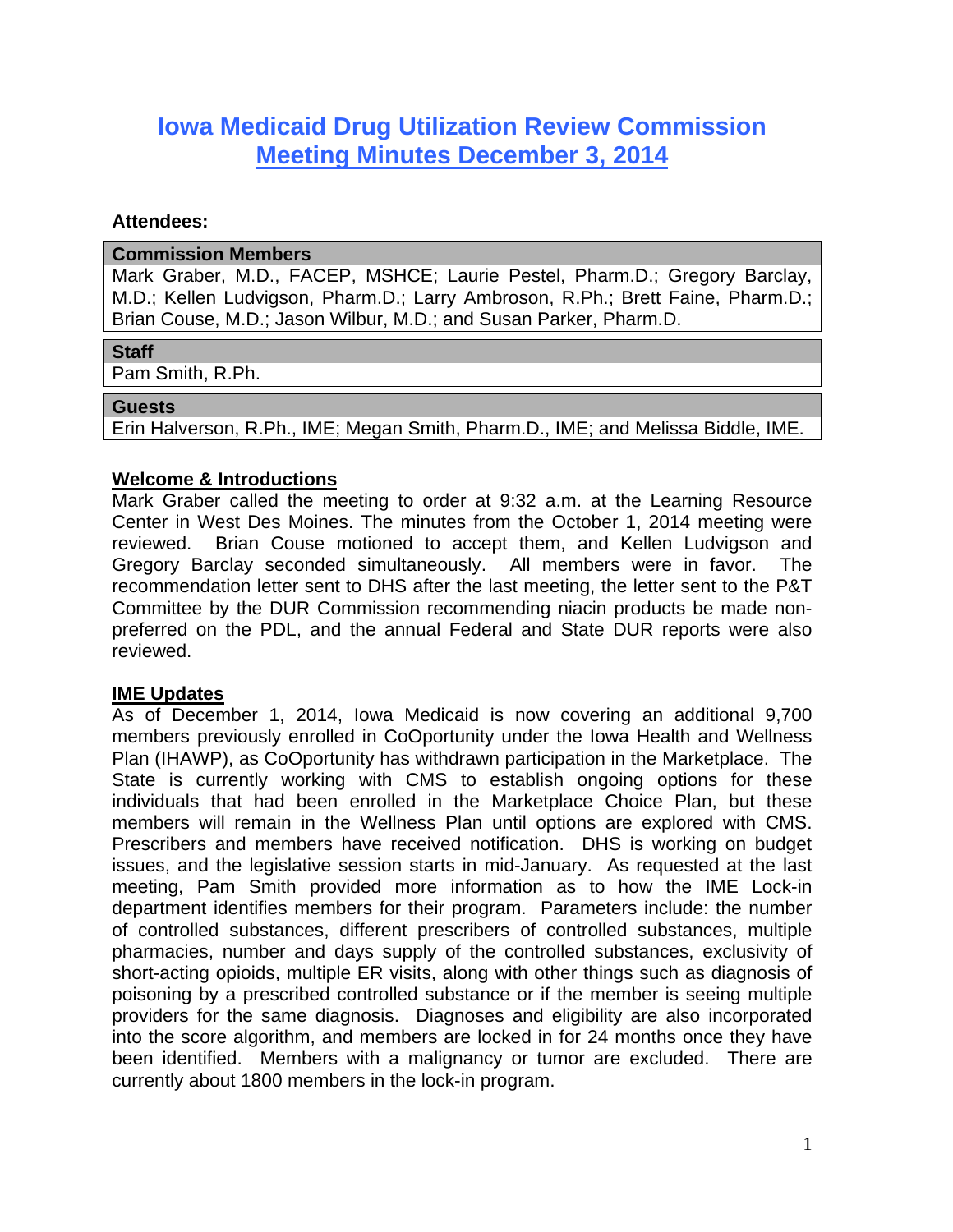# Iowa Medicaid Drug Utilization Review Commission
## Meeting Minutes December 3, 2014

**Attendees:**

| Commission Members |
|---|
| Mark Graber, M.D., FACEP, MSHCE; Laurie Pestel, Pharm.D.; Gregory Barclay, M.D.; Kellen Ludvigson, Pharm.D.; Larry Ambroson, R.Ph.; Brett Faine, Pharm.D.; Brian Couse, M.D.; Jason Wilbur, M.D.; and Susan Parker, Pharm.D. |

| Staff |
|---|
| Pam Smith, R.Ph. |

| Guests |
|---|
| Erin Halverson, R.Ph., IME; Megan Smith, Pharm.D., IME; and Melissa Biddle, IME. |

### Welcome & Introductions

Mark Graber called the meeting to order at 9:32 a.m. at the Learning Resource Center in West Des Moines. The minutes from the October 1, 2014 meeting were reviewed. Brian Couse motioned to accept them, and Kellen Ludvigson and Gregory Barclay seconded simultaneously. All members were in favor. The recommendation letter sent to DHS after the last meeting, the letter sent to the P&T Committee by the DUR Commission recommending niacin products be made non-preferred on the PDL, and the annual Federal and State DUR reports were also reviewed.

### IME Updates

As of December 1, 2014, Iowa Medicaid is now covering an additional 9,700 members previously enrolled in CoOportunity under the Iowa Health and Wellness Plan (IHAWP), as CoOportunity has withdrawn participation in the Marketplace. The State is currently working with CMS to establish ongoing options for these individuals that had been enrolled in the Marketplace Choice Plan, but these members will remain in the Wellness Plan until options are explored with CMS. Prescribers and members have received notification. DHS is working on budget issues, and the legislative session starts in mid-January. As requested at the last meeting, Pam Smith provided more information as to how the IME Lock-in department identifies members for their program. Parameters include: the number of controlled substances, different prescribers of controlled substances, multiple pharmacies, number and days supply of the controlled substances, exclusivity of short-acting opioids, multiple ER visits, along with other things such as diagnosis of poisoning by a prescribed controlled substance or if the member is seeing multiple providers for the same diagnosis. Diagnoses and eligibility are also incorporated into the score algorithm, and members are locked in for 24 months once they have been identified. Members with a malignancy or tumor are excluded. There are currently about 1800 members in the lock-in program.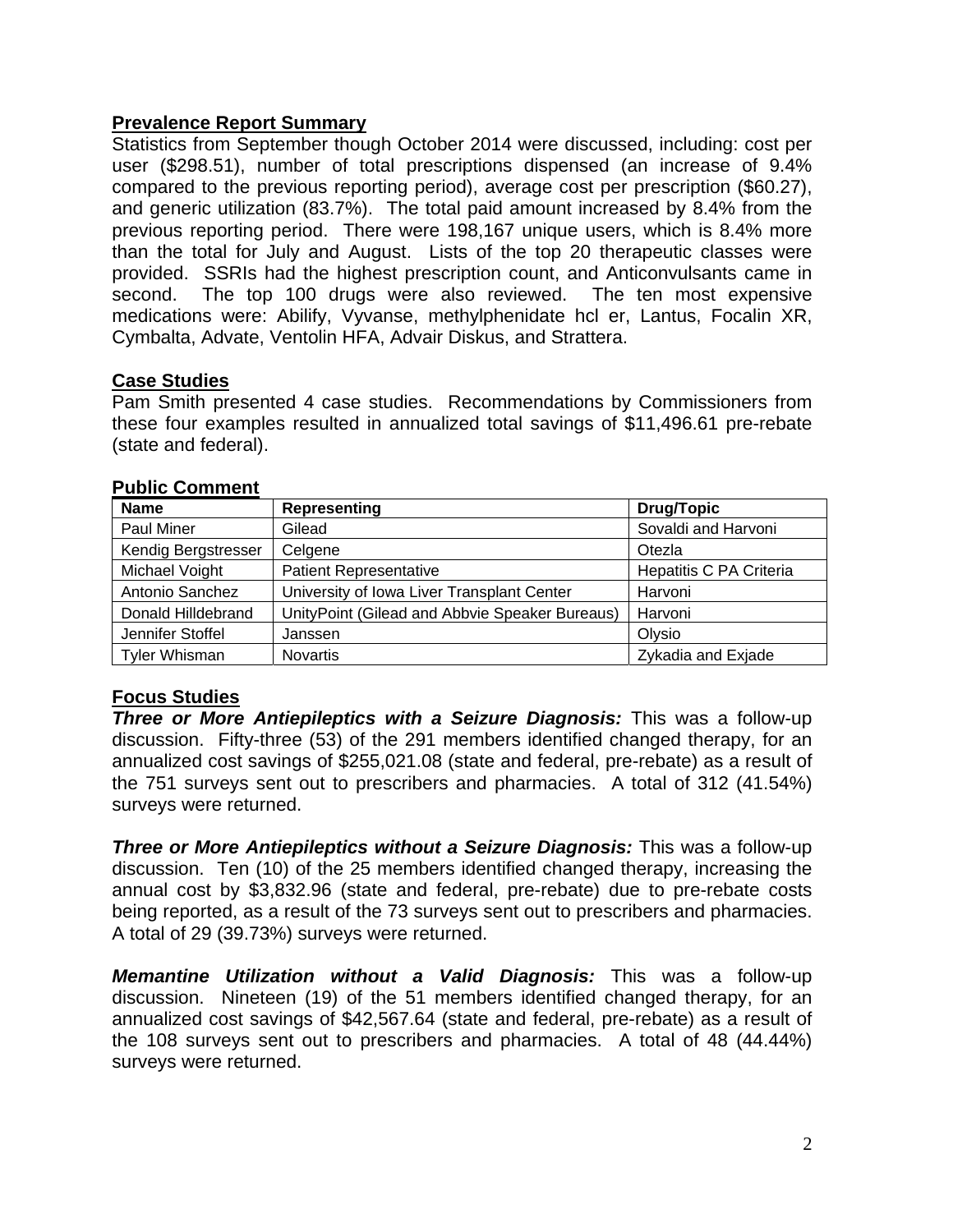**Prevalence Report Summary**

Statistics from September though October 2014 were discussed, including: cost per user ($298.51), number of total prescriptions dispensed (an increase of 9.4% compared to the previous reporting period), average cost per prescription ($60.27), and generic utilization (83.7%). The total paid amount increased by 8.4% from the previous reporting period. There were 198,167 unique users, which is 8.4% more than the total for July and August. Lists of the top 20 therapeutic classes were provided. SSRIs had the highest prescription count, and Anticonvulsants came in second. The top 100 drugs were also reviewed. The ten most expensive medications were: Abilify, Vyvanse, methylphenidate hcl er, Lantus, Focalin XR, Cymbalta, Advate, Ventolin HFA, Advair Diskus, and Strattera.

**Case Studies**

Pam Smith presented 4 case studies. Recommendations by Commissioners from these four examples resulted in annualized total savings of $11,496.61 pre-rebate (state and federal).

**Public Comment**

| Name | Representing | Drug/Topic |
|---|---|---|
| Paul Miner | Gilead | Sovaldi and Harvoni |
| Kendig Bergstresser | Celgene | Otezla |
| Michael Voight | Patient Representative | Hepatitis C PA Criteria |
| Antonio Sanchez | University of Iowa Liver Transplant Center | Harvoni |
| Donald Hilldebrand | UnityPoint (Gilead and Abbvie Speaker Bureaus) | Harvoni |
| Jennifer Stoffel | Janssen | Olysio |
| Tyler Whisman | Novartis | Zykadia and Exjade |

**Focus Studies**

***Three or More Antiepileptics with a Seizure Diagnosis:*** This was a follow-up discussion. Fifty-three (53) of the 291 members identified changed therapy, for an annualized cost savings of $255,021.08 (state and federal, pre-rebate) as a result of the 751 surveys sent out to prescribers and pharmacies. A total of 312 (41.54%) surveys were returned.

***Three or More Antiepileptics without a Seizure Diagnosis:*** This was a follow-up discussion. Ten (10) of the 25 members identified changed therapy, increasing the annual cost by $3,832.96 (state and federal, pre-rebate) due to pre-rebate costs being reported, as a result of the 73 surveys sent out to prescribers and pharmacies. A total of 29 (39.73%) surveys were returned.

***Memantine Utilization without a Valid Diagnosis:*** This was a follow-up discussion. Nineteen (19) of the 51 members identified changed therapy, for an annualized cost savings of $42,567.64 (state and federal, pre-rebate) as a result of the 108 surveys sent out to prescribers and pharmacies. A total of 48 (44.44%) surveys were returned.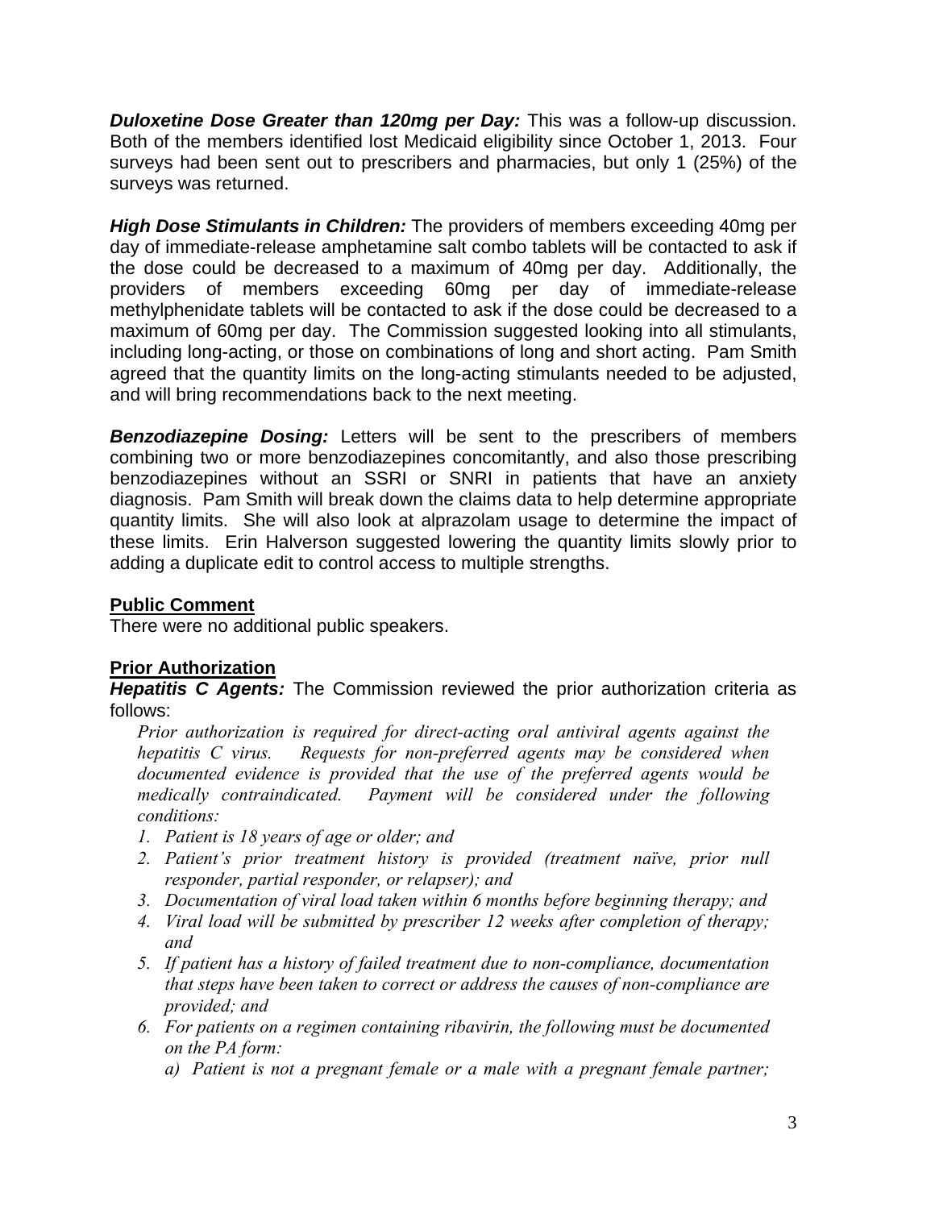***Duloxetine Dose Greater than 120mg per Day:*** This was a follow-up discussion. Both of the members identified lost Medicaid eligibility since October 1, 2013. Four surveys had been sent out to prescribers and pharmacies, but only 1 (25%) of the surveys was returned.

***High Dose Stimulants in Children:*** The providers of members exceeding 40mg per day of immediate-release amphetamine salt combo tablets will be contacted to ask if the dose could be decreased to a maximum of 40mg per day. Additionally, the providers of members exceeding 60mg per day of immediate-release methylphenidate tablets will be contacted to ask if the dose could be decreased to a maximum of 60mg per day. The Commission suggested looking into all stimulants, including long-acting, or those on combinations of long and short acting. Pam Smith agreed that the quantity limits on the long-acting stimulants needed to be adjusted, and will bring recommendations back to the next meeting.

***Benzodiazepine Dosing:*** Letters will be sent to the prescribers of members combining two or more benzodiazepines concomitantly, and also those prescribing benzodiazepines without an SSRI or SNRI in patients that have an anxiety diagnosis. Pam Smith will break down the claims data to help determine appropriate quantity limits. She will also look at alprazolam usage to determine the impact of these limits. Erin Halverson suggested lowering the quantity limits slowly prior to adding a duplicate edit to control access to multiple strengths.

## Public Comment

There were no additional public speakers.

## Prior Authorization

***Hepatitis C Agents:*** The Commission reviewed the prior authorization criteria as follows:

*Prior authorization is required for direct-acting oral antiviral agents against the hepatitis C virus. Requests for non-preferred agents may be considered when documented evidence is provided that the use of the preferred agents would be medically contraindicated. Payment will be considered under the following conditions:*

1. *Patient is 18 years of age or older; and*
2. *Patient's prior treatment history is provided (treatment naïve, prior null responder, partial responder, or relapser); and*
3. *Documentation of viral load taken within 6 months before beginning therapy; and*
4. *Viral load will be submitted by prescriber 12 weeks after completion of therapy; and*
5. *If patient has a history of failed treatment due to non-compliance, documentation that steps have been taken to correct or address the causes of non-compliance are provided; and*
6. *For patients on a regimen containing ribavirin, the following must be documented on the PA form:*
   a) *Patient is not a pregnant female or a male with a pregnant female partner;*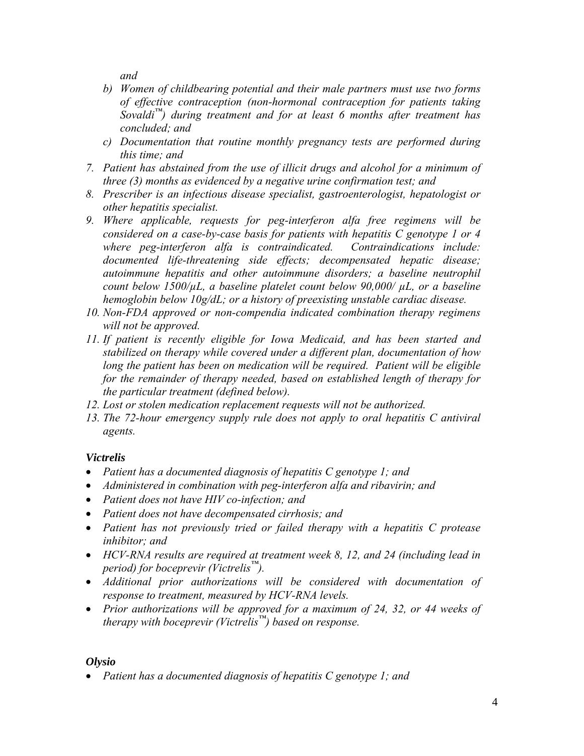*and*

   b) *Women of childbearing potential and their male partners must use two forms of effective contraception (non-hormonal contraception for patients taking Sovaldi™) during treatment and for at least 6 months after treatment has concluded; and*
   c) *Documentation that routine monthly pregnancy tests are performed during this time; and*

7. *Patient has abstained from the use of illicit drugs and alcohol for a minimum of three (3) months as evidenced by a negative urine confirmation test; and*
8. *Prescriber is an infectious disease specialist, gastroenterologist, hepatologist or other hepatitis specialist.*
9. *Where applicable, requests for peg-interferon alfa free regimens will be considered on a case-by-case basis for patients with hepatitis C genotype 1 or 4 where peg-interferon alfa is contraindicated. Contraindications include: documented life-threatening side effects; decompensated hepatic disease; autoimmune hepatitis and other autoimmune disorders; a baseline neutrophil count below 1500/µL, a baseline platelet count below 90,000/ µL, or a baseline hemoglobin below 10g/dL; or a history of preexisting unstable cardiac disease.*
10. *Non-FDA approved or non-compendia indicated combination therapy regimens will not be approved.*
11. *If patient is recently eligible for Iowa Medicaid, and has been started and stabilized on therapy while covered under a different plan, documentation of how long the patient has been on medication will be required. Patient will be eligible for the remainder of therapy needed, based on established length of therapy for the particular treatment (defined below).*
12. *Lost or stolen medication replacement requests will not be authorized.*
13. *The 72-hour emergency supply rule does not apply to oral hepatitis C antiviral agents.*

***Victrelis***

- *Patient has a documented diagnosis of hepatitis C genotype 1; and*
- *Administered in combination with peg-interferon alfa and ribavirin; and*
- *Patient does not have HIV co-infection; and*
- *Patient does not have decompensated cirrhosis; and*
- *Patient has not previously tried or failed therapy with a hepatitis C protease inhibitor; and*
- *HCV-RNA results are required at treatment week 8, 12, and 24 (including lead in period) for boceprevir (Victrelis™).*
- *Additional prior authorizations will be considered with documentation of response to treatment, measured by HCV-RNA levels.*
- *Prior authorizations will be approved for a maximum of 24, 32, or 44 weeks of therapy with boceprevir (Victrelis™) based on response.*

***Olysio***

- *Patient has a documented diagnosis of hepatitis C genotype 1; and*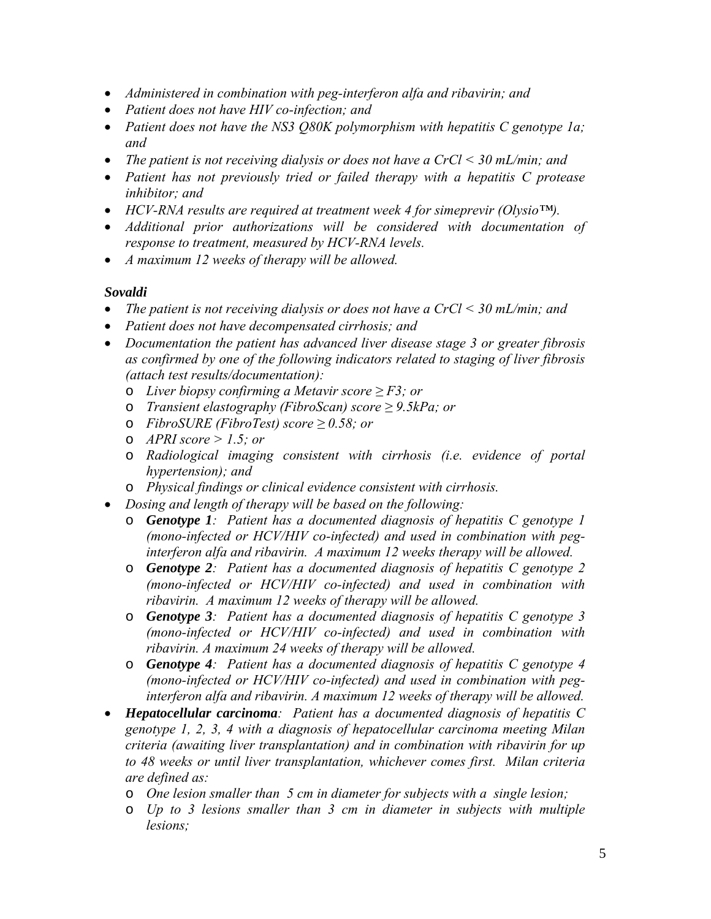- *Administered in combination with peg-interferon alfa and ribavirin; and*
- *Patient does not have HIV co-infection; and*
- *Patient does not have the NS3 Q80K polymorphism with hepatitis C genotype 1a; and*
- *The patient is not receiving dialysis or does not have a CrCl < 30 mL/min; and*
- *Patient has not previously tried or failed therapy with a hepatitis C protease inhibitor; and*
- *HCV-RNA results are required at treatment week 4 for simeprevir (Olysio™).*
- *Additional prior authorizations will be considered with documentation of response to treatment, measured by HCV-RNA levels.*
- *A maximum 12 weeks of therapy will be allowed.*

***Sovaldi***

- *The patient is not receiving dialysis or does not have a CrCl < 30 mL/min; and*
- *Patient does not have decompensated cirrhosis; and*
- *Documentation the patient has advanced liver disease stage 3 or greater fibrosis as confirmed by one of the following indicators related to staging of liver fibrosis (attach test results/documentation):*
  - *Liver biopsy confirming a Metavir score ≥ F3; or*
  - *Transient elastography (FibroScan) score ≥ 9.5kPa; or*
  - *FibroSURE (FibroTest) score ≥ 0.58; or*
  - *APRI score > 1.5; or*
  - *Radiological imaging consistent with cirrhosis (i.e. evidence of portal hypertension); and*
  - *Physical findings or clinical evidence consistent with cirrhosis.*
- *Dosing and length of therapy will be based on the following:*
  - ***Genotype 1**: Patient has a documented diagnosis of hepatitis C genotype 1 (mono-infected or HCV/HIV co-infected) and used in combination with peg-interferon alfa and ribavirin. A maximum 12 weeks therapy will be allowed.*
  - ***Genotype 2**: Patient has a documented diagnosis of hepatitis C genotype 2 (mono-infected or HCV/HIV co-infected) and used in combination with ribavirin. A maximum 12 weeks of therapy will be allowed.*
  - ***Genotype 3**: Patient has a documented diagnosis of hepatitis C genotype 3 (mono-infected or HCV/HIV co-infected) and used in combination with ribavirin. A maximum 24 weeks of therapy will be allowed.*
  - ***Genotype 4**: Patient has a documented diagnosis of hepatitis C genotype 4 (mono-infected or HCV/HIV co-infected) and used in combination with peg-interferon alfa and ribavirin. A maximum 12 weeks of therapy will be allowed.*
- ***Hepatocellular carcinoma**: Patient has a documented diagnosis of hepatitis C genotype 1, 2, 3, 4 with a diagnosis of hepatocellular carcinoma meeting Milan criteria (awaiting liver transplantation) and in combination with ribavirin for up to 48 weeks or until liver transplantation, whichever comes first. Milan criteria are defined as:*
  - *One lesion smaller than 5 cm in diameter for subjects with a single lesion;*
  - *Up to 3 lesions smaller than 3 cm in diameter in subjects with multiple lesions;*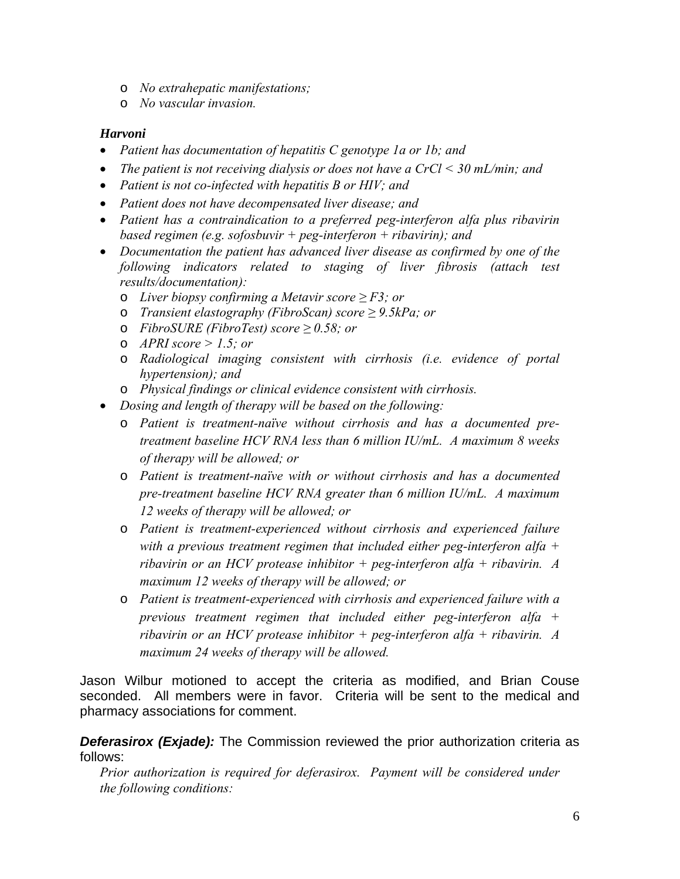- *No extrahepatic manifestations;*
- *No vascular invasion.*

***Harvoni***

- *Patient has documentation of hepatitis C genotype 1a or 1b; and*
- *The patient is not receiving dialysis or does not have a CrCl < 30 mL/min; and*
- *Patient is not co-infected with hepatitis B or HIV; and*
- *Patient does not have decompensated liver disease; and*
- *Patient has a contraindication to a preferred peg-interferon alfa plus ribavirin based regimen (e.g. sofosbuvir + peg-interferon + ribavirin); and*
- *Documentation the patient has advanced liver disease as confirmed by one of the following indicators related to staging of liver fibrosis (attach test results/documentation):*
  - *Liver biopsy confirming a Metavir score ≥ F3; or*
  - *Transient elastography (FibroScan) score ≥ 9.5kPa; or*
  - *FibroSURE (FibroTest) score ≥ 0.58; or*
  - *APRI score > 1.5; or*
  - *Radiological imaging consistent with cirrhosis (i.e. evidence of portal hypertension); and*
  - *Physical findings or clinical evidence consistent with cirrhosis.*
- *Dosing and length of therapy will be based on the following:*
  - *Patient is treatment-naïve without cirrhosis and has a documented pre-treatment baseline HCV RNA less than 6 million IU/mL. A maximum 8 weeks of therapy will be allowed; or*
  - *Patient is treatment-naïve with or without cirrhosis and has a documented pre-treatment baseline HCV RNA greater than 6 million IU/mL. A maximum 12 weeks of therapy will be allowed; or*
  - *Patient is treatment-experienced without cirrhosis and experienced failure with a previous treatment regimen that included either peg-interferon alfa + ribavirin or an HCV protease inhibitor + peg-interferon alfa + ribavirin. A maximum 12 weeks of therapy will be allowed; or*
  - *Patient is treatment-experienced with cirrhosis and experienced failure with a previous treatment regimen that included either peg-interferon alfa + ribavirin or an HCV protease inhibitor + peg-interferon alfa + ribavirin. A maximum 24 weeks of therapy will be allowed.*

Jason Wilbur motioned to accept the criteria as modified, and Brian Couse seconded. All members were in favor. Criteria will be sent to the medical and pharmacy associations for comment.

***Deferasirox (Exjade):*** The Commission reviewed the prior authorization criteria as follows:

*Prior authorization is required for deferasirox. Payment will be considered under the following conditions:*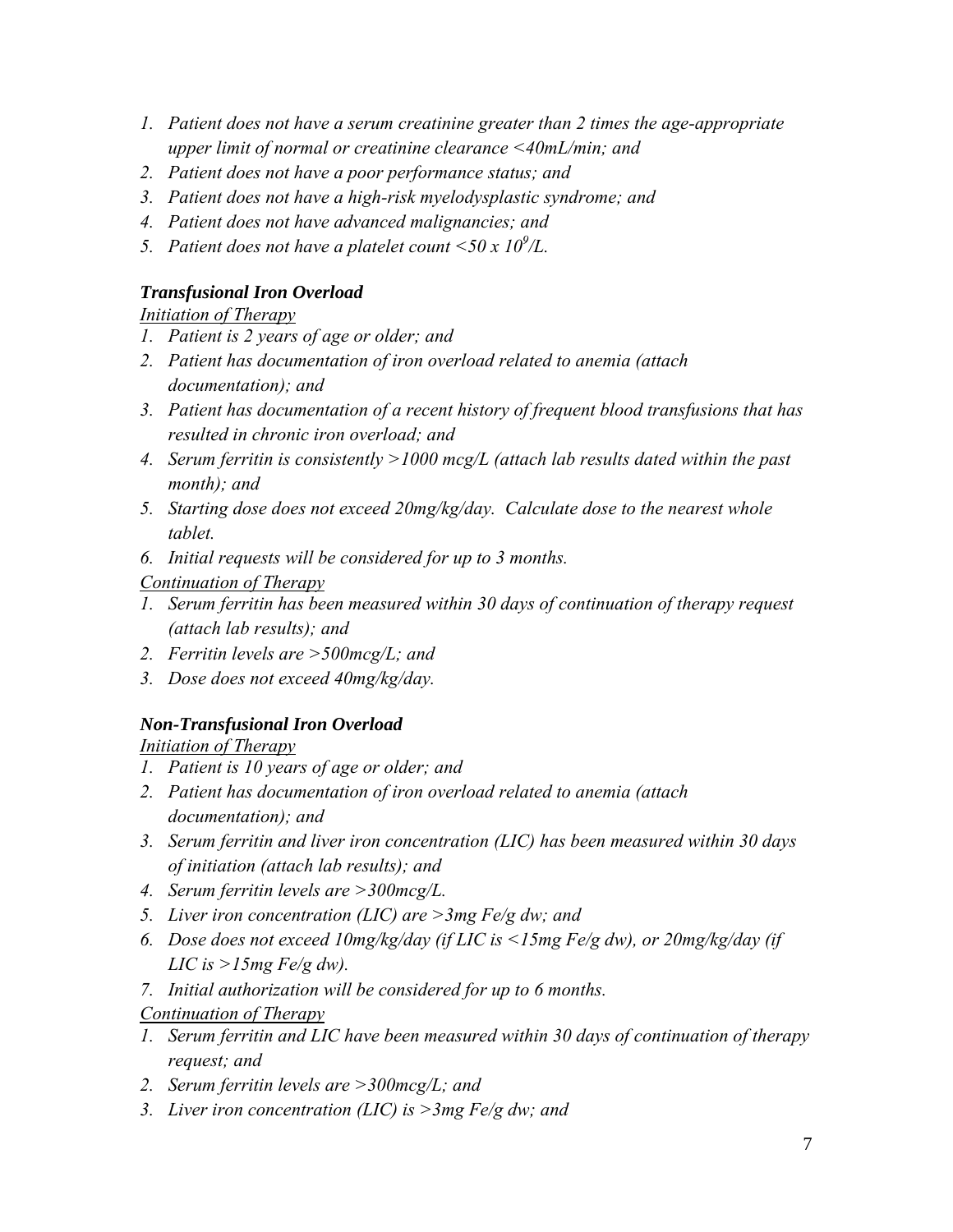1. *Patient does not have a serum creatinine greater than 2 times the age-appropriate upper limit of normal or creatinine clearance <40mL/min; and*
2. *Patient does not have a poor performance status; and*
3. *Patient does not have a high-risk myelodysplastic syndrome; and*
4. *Patient does not have advanced malignancies; and*
5. *Patient does not have a platelet count <50 x $10^9$/L.*

***Transfusional Iron Overload***

*Initiation of Therapy*

1. *Patient is 2 years of age or older; and*
2. *Patient has documentation of iron overload related to anemia (attach documentation); and*
3. *Patient has documentation of a recent history of frequent blood transfusions that has resulted in chronic iron overload; and*
4. *Serum ferritin is consistently >1000 mcg/L (attach lab results dated within the past month); and*
5. *Starting dose does not exceed 20mg/kg/day. Calculate dose to the nearest whole tablet.*
6. *Initial requests will be considered for up to 3 months.*

*Continuation of Therapy*

1. *Serum ferritin has been measured within 30 days of continuation of therapy request (attach lab results); and*
2. *Ferritin levels are >500mcg/L; and*
3. *Dose does not exceed 40mg/kg/day.*

***Non-Transfusional Iron Overload***

*Initiation of Therapy*

1. *Patient is 10 years of age or older; and*
2. *Patient has documentation of iron overload related to anemia (attach documentation); and*
3. *Serum ferritin and liver iron concentration (LIC) has been measured within 30 days of initiation (attach lab results); and*
4. *Serum ferritin levels are >300mcg/L.*
5. *Liver iron concentration (LIC) are >3mg Fe/g dw; and*
6. *Dose does not exceed 10mg/kg/day (if LIC is <15mg Fe/g dw), or 20mg/kg/day (if LIC is >15mg Fe/g dw).*
7. *Initial authorization will be considered for up to 6 months.*

*Continuation of Therapy*

1. *Serum ferritin and LIC have been measured within 30 days of continuation of therapy request; and*
2. *Serum ferritin levels are >300mcg/L; and*
3. *Liver iron concentration (LIC) is >3mg Fe/g dw; and*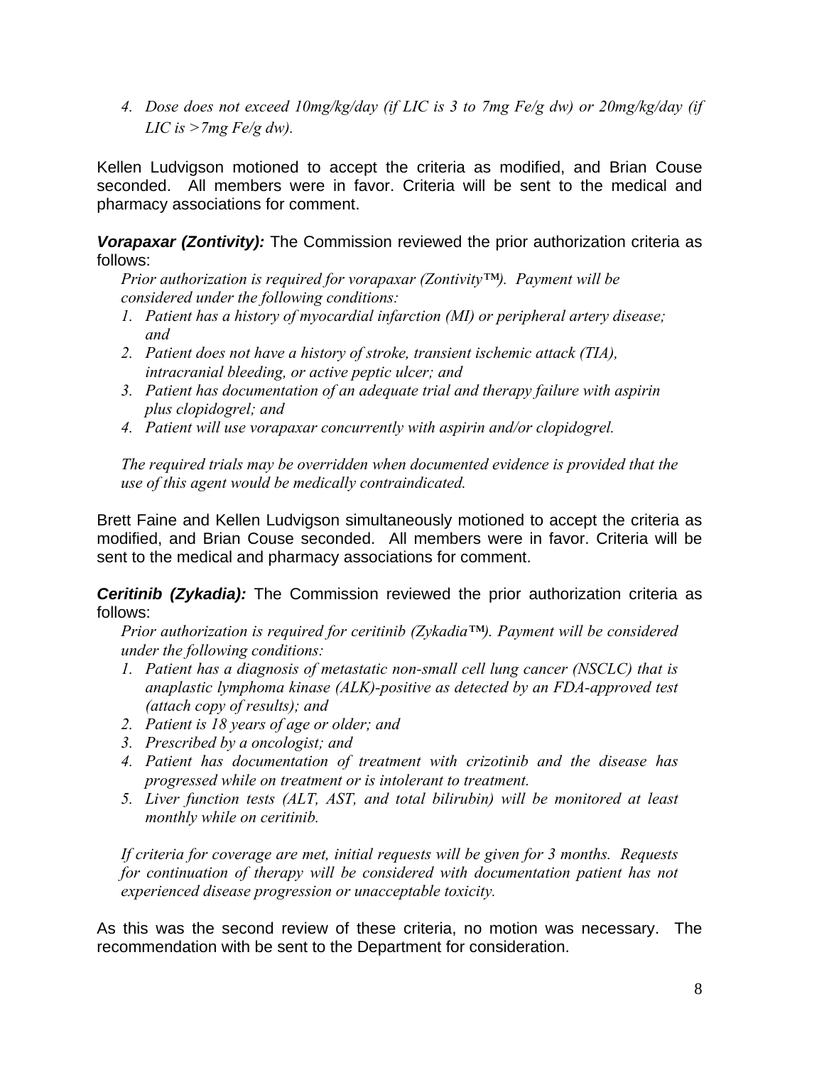4. *Dose does not exceed 10mg/kg/day (if LIC is 3 to 7mg Fe/g dw) or 20mg/kg/day (if LIC is >7mg Fe/g dw).*

Kellen Ludvigson motioned to accept the criteria as modified, and Brian Couse seconded. All members were in favor. Criteria will be sent to the medical and pharmacy associations for comment.

***Vorapaxar (Zontivity):*** The Commission reviewed the prior authorization criteria as follows:

*Prior authorization is required for vorapaxar (Zontivity™). Payment will be considered under the following conditions:*

1. *Patient has a history of myocardial infarction (MI) or peripheral artery disease; and*
2. *Patient does not have a history of stroke, transient ischemic attack (TIA), intracranial bleeding, or active peptic ulcer; and*
3. *Patient has documentation of an adequate trial and therapy failure with aspirin plus clopidogrel; and*
4. *Patient will use vorapaxar concurrently with aspirin and/or clopidogrel.*

*The required trials may be overridden when documented evidence is provided that the use of this agent would be medically contraindicated.*

Brett Faine and Kellen Ludvigson simultaneously motioned to accept the criteria as modified, and Brian Couse seconded. All members were in favor. Criteria will be sent to the medical and pharmacy associations for comment.

***Ceritinib (Zykadia):*** The Commission reviewed the prior authorization criteria as follows:

*Prior authorization is required for ceritinib (Zykadia™). Payment will be considered under the following conditions:*

1. *Patient has a diagnosis of metastatic non-small cell lung cancer (NSCLC) that is anaplastic lymphoma kinase (ALK)-positive as detected by an FDA-approved test (attach copy of results); and*
2. *Patient is 18 years of age or older; and*
3. *Prescribed by a oncologist; and*
4. *Patient has documentation of treatment with crizotinib and the disease has progressed while on treatment or is intolerant to treatment.*
5. *Liver function tests (ALT, AST, and total bilirubin) will be monitored at least monthly while on ceritinib.*

*If criteria for coverage are met, initial requests will be given for 3 months. Requests for continuation of therapy will be considered with documentation patient has not experienced disease progression or unacceptable toxicity.*

As this was the second review of these criteria, no motion was necessary. The recommendation with be sent to the Department for consideration.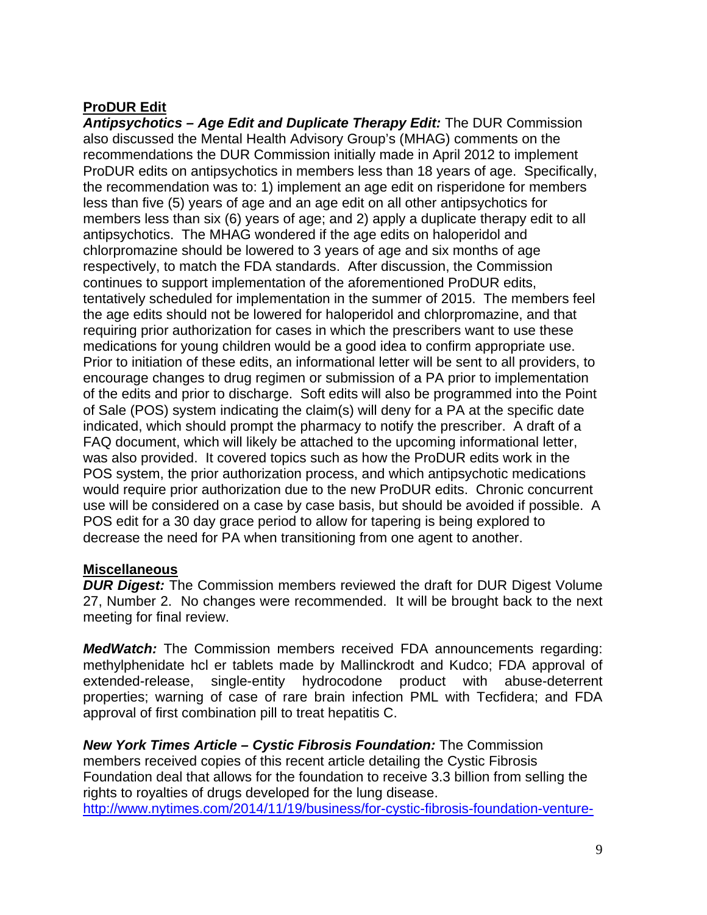**ProDUR Edit**

***Antipsychotics – Age Edit and Duplicate Therapy Edit:*** The DUR Commission also discussed the Mental Health Advisory Group's (MHAG) comments on the recommendations the DUR Commission initially made in April 2012 to implement ProDUR edits on antipsychotics in members less than 18 years of age. Specifically, the recommendation was to: 1) implement an age edit on risperidone for members less than five (5) years of age and an age edit on all other antipsychotics for members less than six (6) years of age; and 2) apply a duplicate therapy edit to all antipsychotics. The MHAG wondered if the age edits on haloperidol and chlorpromazine should be lowered to 3 years of age and six months of age respectively, to match the FDA standards. After discussion, the Commission continues to support implementation of the aforementioned ProDUR edits, tentatively scheduled for implementation in the summer of 2015. The members feel the age edits should not be lowered for haloperidol and chlorpromazine, and that requiring prior authorization for cases in which the prescribers want to use these medications for young children would be a good idea to confirm appropriate use. Prior to initiation of these edits, an informational letter will be sent to all providers, to encourage changes to drug regimen or submission of a PA prior to implementation of the edits and prior to discharge. Soft edits will also be programmed into the Point of Sale (POS) system indicating the claim(s) will deny for a PA at the specific date indicated, which should prompt the pharmacy to notify the prescriber. A draft of a FAQ document, which will likely be attached to the upcoming informational letter, was also provided. It covered topics such as how the ProDUR edits work in the POS system, the prior authorization process, and which antipsychotic medications would require prior authorization due to the new ProDUR edits. Chronic concurrent use will be considered on a case by case basis, but should be avoided if possible. A POS edit for a 30 day grace period to allow for tapering is being explored to decrease the need for PA when transitioning from one agent to another.

**Miscellaneous**

***DUR Digest:*** The Commission members reviewed the draft for DUR Digest Volume 27, Number 2. No changes were recommended. It will be brought back to the next meeting for final review.

***MedWatch:*** The Commission members received FDA announcements regarding: methylphenidate hcl er tablets made by Mallinckrodt and Kudco; FDA approval of extended-release, single-entity hydrocodone product with abuse-deterrent properties; warning of case of rare brain infection PML with Tecfidera; and FDA approval of first combination pill to treat hepatitis C.

***New York Times Article – Cystic Fibrosis Foundation:*** The Commission members received copies of this recent article detailing the Cystic Fibrosis Foundation deal that allows for the foundation to receive 3.3 billion from selling the rights to royalties of drugs developed for the lung disease.
http://www.nytimes.com/2014/11/19/business/for-cystic-fibrosis-foundation-venture-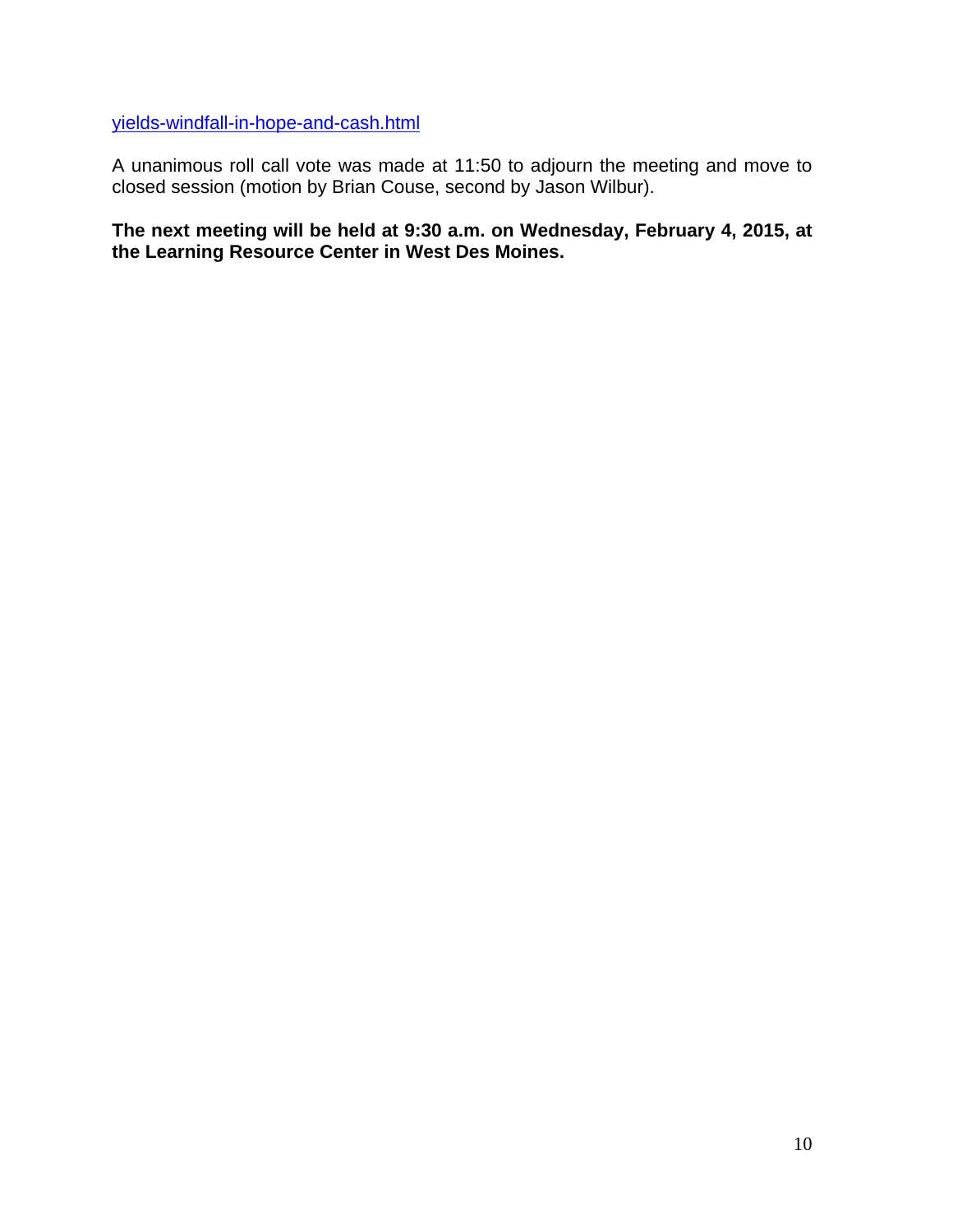yields-windfall-in-hope-and-cash.html

A unanimous roll call vote was made at 11:50 to adjourn the meeting and move to closed session (motion by Brian Couse, second by Jason Wilbur).

**The next meeting will be held at 9:30 a.m. on Wednesday, February 4, 2015, at the Learning Resource Center in West Des Moines.**